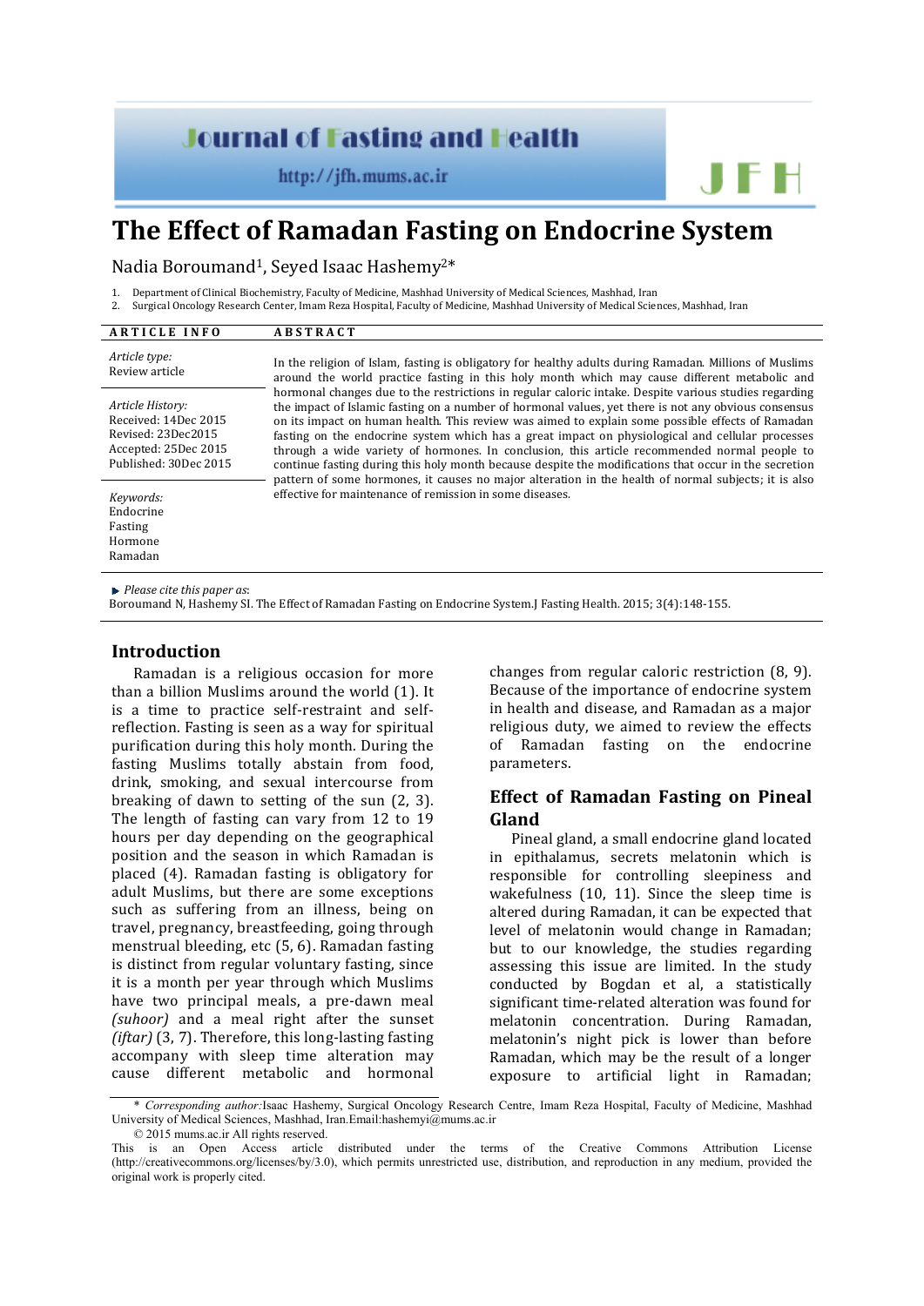# The Effect of Ramadan Fasting on Endocrine System

Nadia Boroumand[1], Seyed Isaac Hashemy[2]*

1. Department of Clinical Biochemistry, Faculty of Medicine, Mashhad University of Medical Sciences, Mashhad, Iran
2. Surgical Oncology Research Center, Imam Reza Hospital, Faculty of Medicine, Mashhad University of Medical Sciences, Mashhad, Iran

**ARTICLE INFO**

*Article type:*
Review article

*Article History:*
Received: 14Dec 2015
Revised: 23Dec2015
Accepted: 25Dec 2015
Published: 30Dec 2015

*Keywords:*
Endocrine
Fasting
Hormone
Ramadan

**ABSTRACT**

In the religion of Islam, fasting is obligatory for healthy adults during Ramadan. Millions of Muslims around the world practice fasting in this holy month which may cause different metabolic and hormonal changes due to the restrictions in regular caloric intake. Despite various studies regarding the impact of Islamic fasting on a number of hormonal values, yet there is not any obvious consensus on its impact on human health. This review was aimed to explain some possible effects of Ramadan fasting on the endocrine system which has a great impact on physiological and cellular processes through a wide variety of hormones. In conclusion, this article recommended normal people to continue fasting during this holy month because despite the modifications that occur in the secretion pattern of some hormones, it causes no major alteration in the health of normal subjects; it is also effective for maintenance of remission in some diseases.

*Please cite this paper as*:
Boroumand N, Hashemy SI. The Effect of Ramadan Fasting on Endocrine System.J Fasting Health. 2015; 3(4):148-155.

## Introduction

Ramadan is a religious occasion for more than a billion Muslims around the world (1). It is a time to practice self-restraint and self-reflection. Fasting is seen as a way for spiritual purification during this holy month. During the fasting Muslims totally abstain from food, drink, smoking, and sexual intercourse from breaking of dawn to setting of the sun (2, 3). The length of fasting can vary from 12 to 19 hours per day depending on the geographical position and the season in which Ramadan is placed (4). Ramadan fasting is obligatory for adult Muslims, but there are some exceptions such as suffering from an illness, being on travel, pregnancy, breastfeeding, going through menstrual bleeding, etc (5, 6). Ramadan fasting is distinct from regular voluntary fasting, since it is a month per year through which Muslims have two principal meals, a pre-dawn meal *(suhoor)* and a meal right after the sunset *(iftar)* (3, 7). Therefore, this long-lasting fasting accompany with sleep time alteration may cause different metabolic and hormonal changes from regular caloric restriction (8, 9). Because of the importance of endocrine system in health and disease, and Ramadan as a major religious duty, we aimed to review the effects of Ramadan fasting on the endocrine parameters.

## Effect of Ramadan Fasting on Pineal Gland

Pineal gland, a small endocrine gland located in epithalamus, secrets melatonin which is responsible for controlling sleepiness and wakefulness (10, 11). Since the sleep time is altered during Ramadan, it can be expected that level of melatonin would change in Ramadan; but to our knowledge, the studies regarding assessing this issue are limited. In the study conducted by Bogdan et al, a statistically significant time-related alteration was found for melatonin concentration. During Ramadan, melatonin's night pick is lower than before Ramadan, which may be the result of a longer exposure to artificial light in Ramadan;

\* *Corresponding author:*Isaac Hashemy, Surgical Oncology Research Centre, Imam Reza Hospital, Faculty of Medicine, Mashhad University of Medical Sciences, Mashhad, Iran.Email:hashemyi@mums.ac.ir
© 2015 mums.ac.ir All rights reserved.
This is an Open Access article distributed under the terms of the Creative Commons Attribution License (http://creativecommons.org/licenses/by/3.0), which permits unrestricted use, distribution, and reproduction in any medium, provided the original work is properly cited.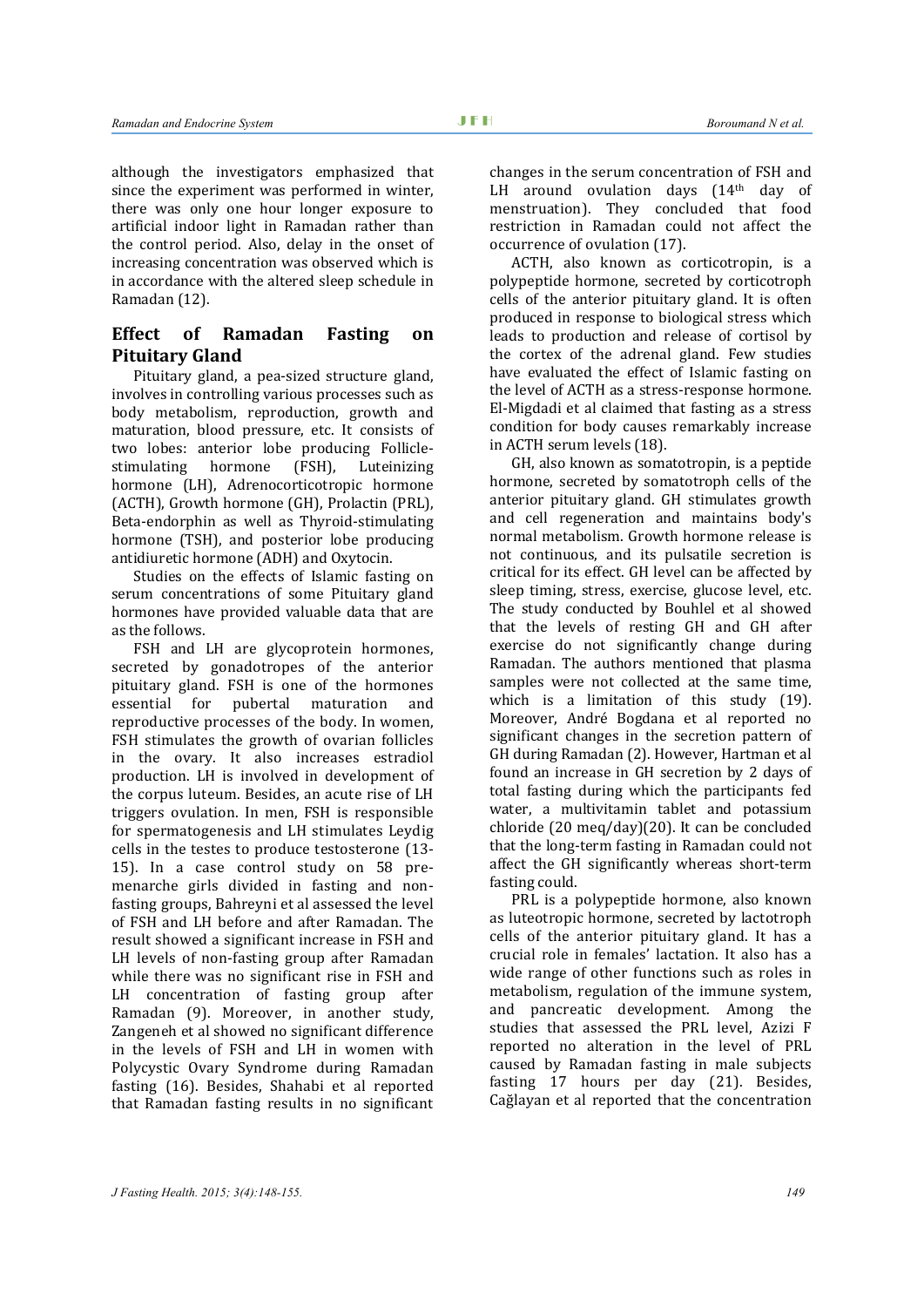although the investigators emphasized that since the experiment was performed in winter, there was only one hour longer exposure to artificial indoor light in Ramadan rather than the control period. Also, delay in the onset of increasing concentration was observed which is in accordance with the altered sleep schedule in Ramadan (12).

## Effect of Ramadan Fasting on Pituitary Gland

Pituitary gland, a pea-sized structure gland, involves in controlling various processes such as body metabolism, reproduction, growth and maturation, blood pressure, etc. It consists of two lobes: anterior lobe producing Follicle-stimulating hormone (FSH), Luteinizing hormone (LH), Adrenocorticotropic hormone (ACTH), Growth hormone (GH), Prolactin (PRL), Beta-endorphin as well as Thyroid-stimulating hormone (TSH), and posterior lobe producing antidiuretic hormone (ADH) and Oxytocin.

Studies on the effects of Islamic fasting on serum concentrations of some Pituitary gland hormones have provided valuable data that are as the follows.

FSH and LH are glycoprotein hormones, secreted by gonadotropes of the anterior pituitary gland. FSH is one of the hormones essential for pubertal maturation and reproductive processes of the body. In women, FSH stimulates the growth of ovarian follicles in the ovary. It also increases estradiol production. LH is involved in development of the corpus luteum. Besides, an acute rise of LH triggers ovulation. In men, FSH is responsible for spermatogenesis and LH stimulates Leydig cells in the testes to produce testosterone (13-15). In a case control study on 58 pre-menarche girls divided in fasting and non-fasting groups, Bahreyni et al assessed the level of FSH and LH before and after Ramadan. The result showed a significant increase in FSH and LH levels of non-fasting group after Ramadan while there was no significant rise in FSH and LH concentration of fasting group after Ramadan (9). Moreover, in another study, Zangeneh et al showed no significant difference in the levels of FSH and LH in women with Polycystic Ovary Syndrome during Ramadan fasting (16). Besides, Shahabi et al reported that Ramadan fasting results in no significant changes in the serum concentration of FSH and LH around ovulation days (14th day of menstruation). They concluded that food restriction in Ramadan could not affect the occurrence of ovulation (17).

ACTH, also known as corticotropin, is a polypeptide hormone, secreted by corticotroph cells of the anterior pituitary gland. It is often produced in response to biological stress which leads to production and release of cortisol by the cortex of the adrenal gland. Few studies have evaluated the effect of Islamic fasting on the level of ACTH as a stress-response hormone. El-Migdadi et al claimed that fasting as a stress condition for body causes remarkably increase in ACTH serum levels (18).

GH, also known as somatotropin, is a peptide hormone, secreted by somatotroph cells of the anterior pituitary gland. GH stimulates growth and cell regeneration and maintains body's normal metabolism. Growth hormone release is not continuous, and its pulsatile secretion is critical for its effect. GH level can be affected by sleep timing, stress, exercise, glucose level, etc. The study conducted by Bouhlel et al showed that the levels of resting GH and GH after exercise do not significantly change during Ramadan. The authors mentioned that plasma samples were not collected at the same time, which is a limitation of this study (19). Moreover, André Bogdana et al reported no significant changes in the secretion pattern of GH during Ramadan (2). However, Hartman et al found an increase in GH secretion by 2 days of total fasting during which the participants fed water, a multivitamin tablet and potassium chloride (20 meq/day)(20). It can be concluded that the long-term fasting in Ramadan could not affect the GH significantly whereas short-term fasting could.

PRL is a polypeptide hormone, also known as luteotropic hormone, secreted by lactotroph cells of the anterior pituitary gland. It has a crucial role in females' lactation. It also has a wide range of other functions such as roles in metabolism, regulation of the immune system, and pancreatic development. Among the studies that assessed the PRL level, Azizi F reported no alteration in the level of PRL caused by Ramadan fasting in male subjects fasting 17 hours per day (21). Besides, Çağlayan et al reported that the concentration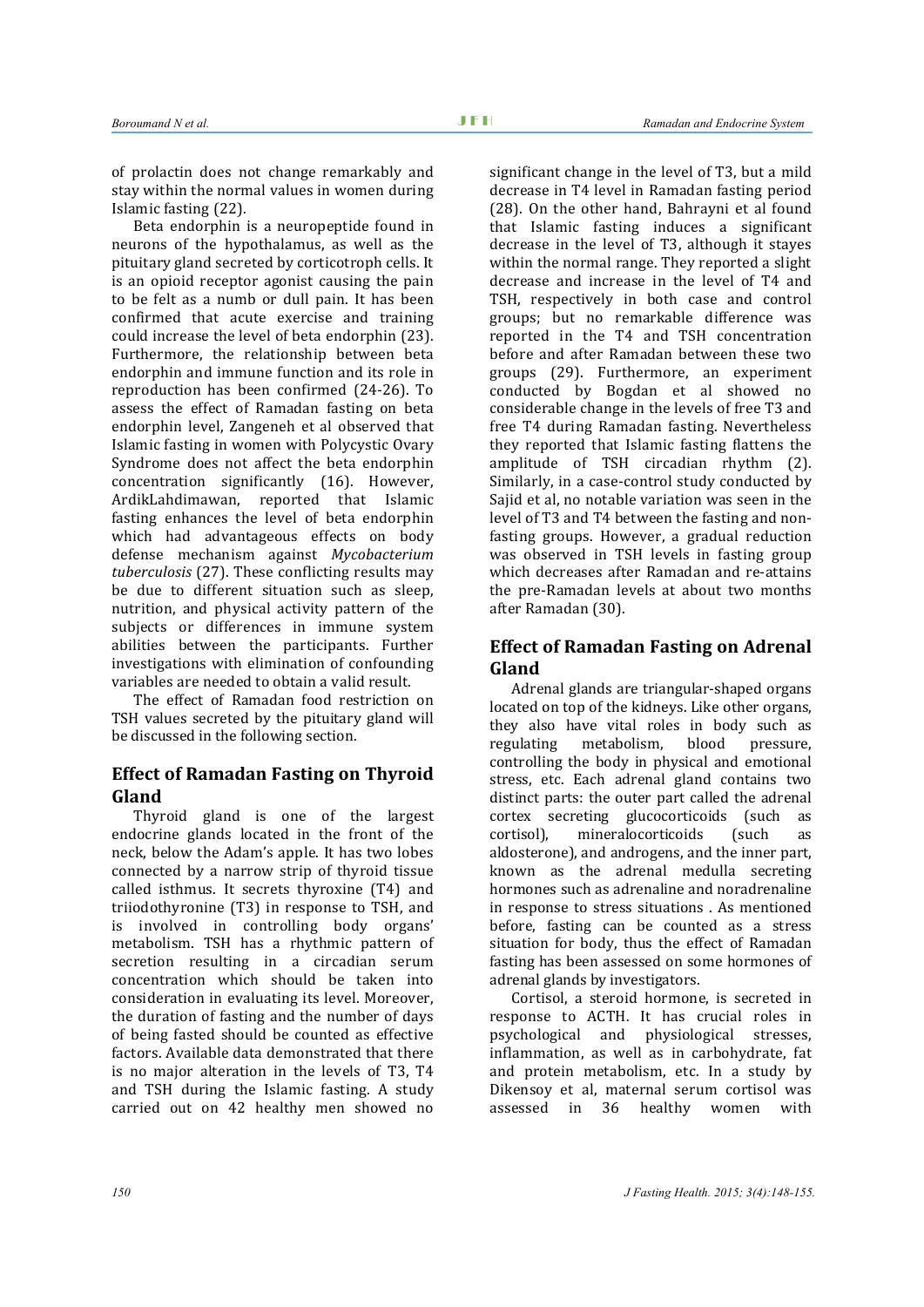of prolactin does not change remarkably and stay within the normal values in women during Islamic fasting (22).

Beta endorphin is a neuropeptide found in neurons of the hypothalamus, as well as the pituitary gland secreted by corticotroph cells. It is an opioid receptor agonist causing the pain to be felt as a numb or dull pain. It has been confirmed that acute exercise and training could increase the level of beta endorphin (23). Furthermore, the relationship between beta endorphin and immune function and its role in reproduction has been confirmed (24-26). To assess the effect of Ramadan fasting on beta endorphin level, Zangeneh et al observed that Islamic fasting in women with Polycystic Ovary Syndrome does not affect the beta endorphin concentration significantly (16). However, ArdikLahdimawan, reported that Islamic fasting enhances the level of beta endorphin which had advantageous effects on body defense mechanism against *Mycobacterium tuberculosis* (27). These conflicting results may be due to different situation such as sleep, nutrition, and physical activity pattern of the subjects or differences in immune system abilities between the participants. Further investigations with elimination of confounding variables are needed to obtain a valid result.

The effect of Ramadan food restriction on TSH values secreted by the pituitary gland will be discussed in the following section.

## Effect of Ramadan Fasting on Thyroid Gland

Thyroid gland is one of the largest endocrine glands located in the front of the neck, below the Adam's apple. It has two lobes connected by a narrow strip of thyroid tissue called isthmus. It secrets thyroxine (T4) and triiodothyronine (T3) in response to TSH, and is involved in controlling body organs' metabolism. TSH has a rhythmic pattern of secretion resulting in a circadian serum concentration which should be taken into consideration in evaluating its level. Moreover, the duration of fasting and the number of days of being fasted should be counted as effective factors. Available data demonstrated that there is no major alteration in the levels of T3, T4 and TSH during the Islamic fasting. A study carried out on 42 healthy men showed no significant change in the level of T3, but a mild decrease in T4 level in Ramadan fasting period (28). On the other hand, Bahrayni et al found that Islamic fasting induces a significant decrease in the level of T3, although it stayes within the normal range. They reported a slight decrease and increase in the level of T4 and TSH, respectively in both case and control groups; but no remarkable difference was reported in the T4 and TSH concentration before and after Ramadan between these two groups (29). Furthermore, an experiment conducted by Bogdan et al showed no considerable change in the levels of free T3 and free T4 during Ramadan fasting. Nevertheless they reported that Islamic fasting flattens the amplitude of TSH circadian rhythm (2). Similarly, in a case-control study conducted by Sajid et al, no notable variation was seen in the level of T3 and T4 between the fasting and non-fasting groups. However, a gradual reduction was observed in TSH levels in fasting group which decreases after Ramadan and re-attains the pre-Ramadan levels at about two months after Ramadan (30).

## Effect of Ramadan Fasting on Adrenal Gland

Adrenal glands are triangular-shaped organs located on top of the kidneys. Like other organs, they also have vital roles in body such as regulating metabolism, blood pressure, controlling the body in physical and emotional stress, etc. Each adrenal gland contains two distinct parts: the outer part called the adrenal cortex secreting glucocorticoids (such as cortisol), mineralocorticoids (such as aldosterone), and androgens, and the inner part, known as the adrenal medulla secreting hormones such as adrenaline and noradrenaline in response to stress situations . As mentioned before, fasting can be counted as a stress situation for body, thus the effect of Ramadan fasting has been assessed on some hormones of adrenal glands by investigators.

Cortisol, a steroid hormone, is secreted in response to ACTH. It has crucial roles in psychological and physiological stresses, inflammation, as well as in carbohydrate, fat and protein metabolism, etc. In a study by Dikensoy et al, maternal serum cortisol was assessed in 36 healthy women with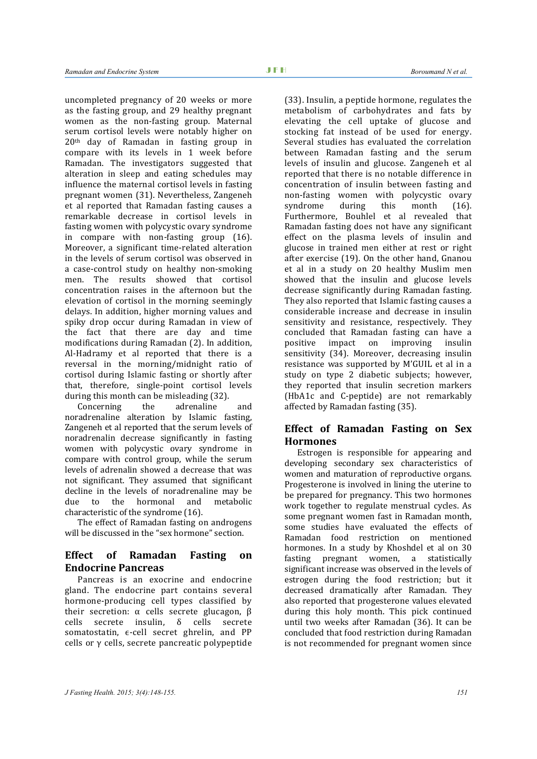uncompleted pregnancy of 20 weeks or more as the fasting group, and 29 healthy pregnant women as the non-fasting group. Maternal serum cortisol levels were notably higher on 20th day of Ramadan in fasting group in compare with its levels in 1 week before Ramadan. The investigators suggested that alteration in sleep and eating schedules may influence the maternal cortisol levels in fasting pregnant women (31). Nevertheless, Zangeneh et al reported that Ramadan fasting causes a remarkable decrease in cortisol levels in fasting women with polycystic ovary syndrome in compare with non-fasting group (16). Moreover, a significant time-related alteration in the levels of serum cortisol was observed in a case-control study on healthy non-smoking men. The results showed that cortisol concentration raises in the afternoon but the elevation of cortisol in the morning seemingly delays. In addition, higher morning values and spiky drop occur during Ramadan in view of the fact that there are day and time modifications during Ramadan (2). In addition, Al-Hadramy et al reported that there is a reversal in the morning/midnight ratio of cortisol during Islamic fasting or shortly after that, therefore, single-point cortisol levels during this month can be misleading (32).

Concerning the adrenaline and noradrenaline alteration by Islamic fasting, Zangeneh et al reported that the serum levels of noradrenalin decrease significantly in fasting women with polycystic ovary syndrome in compare with control group, while the serum levels of adrenalin showed a decrease that was not significant. They assumed that significant decline in the levels of noradrenaline may be due to the hormonal and metabolic characteristic of the syndrome (16).

The effect of Ramadan fasting on androgens will be discussed in the "sex hormone" section.

## Effect of Ramadan Fasting on Endocrine Pancreas

Pancreas is an exocrine and endocrine gland. The endocrine part contains several hormone-producing cell types classified by their secretion: α cells secrete glucagon, β cells secrete insulin, δ cells secrete somatostatin, ϵ-cell secret ghrelin, and PP cells or γ cells, secrete pancreatic polypeptide (33). Insulin, a peptide hormone, regulates the metabolism of carbohydrates and fats by elevating the cell uptake of glucose and stocking fat instead of be used for energy. Several studies has evaluated the correlation between Ramadan fasting and the serum levels of insulin and glucose. Zangeneh et al reported that there is no notable difference in concentration of insulin between fasting and non-fasting women with polycystic ovary syndrome during this month (16). Furthermore, Bouhlel et al revealed that Ramadan fasting does not have any significant effect on the plasma levels of insulin and glucose in trained men either at rest or right after exercise (19). On the other hand, Gnanou et al in a study on 20 healthy Muslim men showed that the insulin and glucose levels decrease significantly during Ramadan fasting. They also reported that Islamic fasting causes a considerable increase and decrease in insulin sensitivity and resistance, respectively. They concluded that Ramadan fasting can have a positive impact on improving insulin sensitivity (34). Moreover, decreasing insulin resistance was supported by M'GUIL et al in a study on type 2 diabetic subjects; however, they reported that insulin secretion markers (HbA1c and C-peptide) are not remarkably affected by Ramadan fasting (35).

## Effect of Ramadan Fasting on Sex Hormones

Estrogen is responsible for appearing and developing secondary sex characteristics of women and maturation of reproductive organs. Progesterone is involved in lining the uterine to be prepared for pregnancy. This two hormones work together to regulate menstrual cycles. As some pregnant women fast in Ramadan month, some studies have evaluated the effects of Ramadan food restriction on mentioned hormones. In a study by Khoshdel et al on 30 fasting pregnant women, a statistically significant increase was observed in the levels of estrogen during the food restriction; but it decreased dramatically after Ramadan. They also reported that progesterone values elevated during this holy month. This pick continued until two weeks after Ramadan (36). It can be concluded that food restriction during Ramadan is not recommended for pregnant women since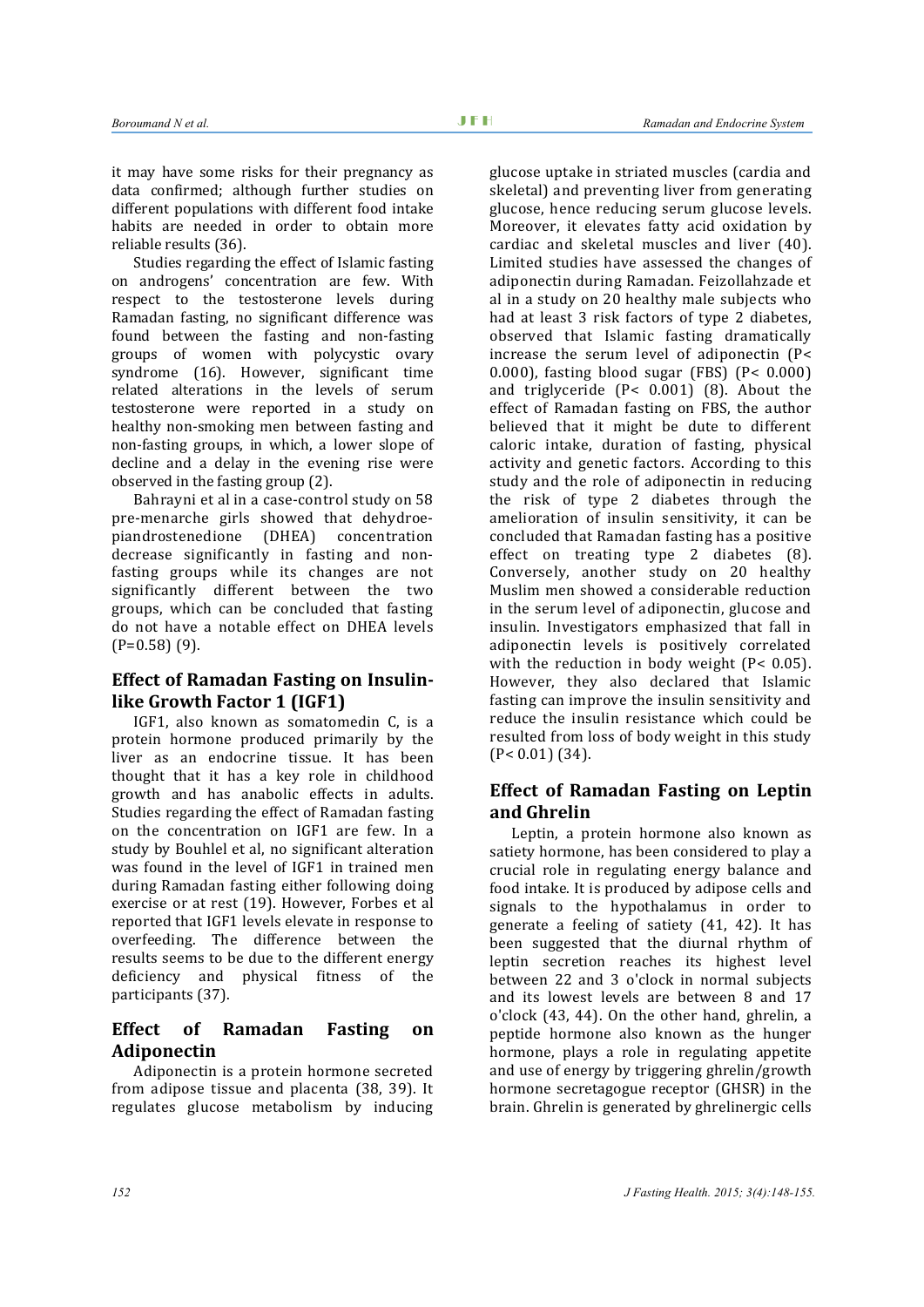it may have some risks for their pregnancy as data confirmed; although further studies on different populations with different food intake habits are needed in order to obtain more reliable results (36).

Studies regarding the effect of Islamic fasting on androgens' concentration are few. With respect to the testosterone levels during Ramadan fasting, no significant difference was found between the fasting and non-fasting groups of women with polycystic ovary syndrome (16). However, significant time related alterations in the levels of serum testosterone were reported in a study on healthy non-smoking men between fasting and non-fasting groups, in which, a lower slope of decline and a delay in the evening rise were observed in the fasting group (2).

Bahrayni et al in a case-control study on 58 pre-menarche girls showed that dehydroepiandrostenedione (DHEA) concentration decrease significantly in fasting and non-fasting groups while its changes are not significantly different between the two groups, which can be concluded that fasting do not have a notable effect on DHEA levels (P=0.58) (9).

## Effect of Ramadan Fasting on Insulin-like Growth Factor 1 (IGF1)

IGF1, also known as somatomedin C, is a protein hormone produced primarily by the liver as an endocrine tissue. It has been thought that it has a key role in childhood growth and has anabolic effects in adults. Studies regarding the effect of Ramadan fasting on the concentration on IGF1 are few. In a study by Bouhlel et al, no significant alteration was found in the level of IGF1 in trained men during Ramadan fasting either following doing exercise or at rest (19). However, Forbes et al reported that IGF1 levels elevate in response to overfeeding. The difference between the results seems to be due to the different energy deficiency and physical fitness of the participants (37).

## Effect of Ramadan Fasting on Adiponectin

Adiponectin is a protein hormone secreted from adipose tissue and placenta (38, 39). It regulates glucose metabolism by inducing glucose uptake in striated muscles (cardia and skeletal) and preventing liver from generating glucose, hence reducing serum glucose levels. Moreover, it elevates fatty acid oxidation by cardiac and skeletal muscles and liver (40). Limited studies have assessed the changes of adiponectin during Ramadan. Feizollahzade et al in a study on 20 healthy male subjects who had at least 3 risk factors of type 2 diabetes, observed that Islamic fasting dramatically increase the serum level of adiponectin ($P< 0.000$), fasting blood sugar (FBS) ($P< 0.000$) and triglyceride ($P< 0.001$) (8). About the effect of Ramadan fasting on FBS, the author believed that it might be dute to different caloric intake, duration of fasting, physical activity and genetic factors. According to this study and the role of adiponectin in reducing the risk of type 2 diabetes through the amelioration of insulin sensitivity, it can be concluded that Ramadan fasting has a positive effect on treating type 2 diabetes (8). Conversely, another study on 20 healthy Muslim men showed a considerable reduction in the serum level of adiponectin, glucose and insulin. Investigators emphasized that fall in adiponectin levels is positively correlated with the reduction in body weight ($P< 0.05$). However, they also declared that Islamic fasting can improve the insulin sensitivity and reduce the insulin resistance which could be resulted from loss of body weight in this study ($P< 0.01$) (34).

## Effect of Ramadan Fasting on Leptin and Ghrelin

Leptin, a protein hormone also known as satiety hormone, has been considered to play a crucial role in regulating energy balance and food intake. It is produced by adipose cells and signals to the hypothalamus in order to generate a feeling of satiety (41, 42). It has been suggested that the diurnal rhythm of leptin secretion reaches its highest level between 22 and 3 o'clock in normal subjects and its lowest levels are between 8 and 17 o'clock (43, 44). On the other hand, ghrelin, a peptide hormone also known as the hunger hormone, plays a role in regulating appetite and use of energy by triggering ghrelin/growth hormone secretagogue receptor (GHSR) in the brain. Ghrelin is generated by ghrelinergic cells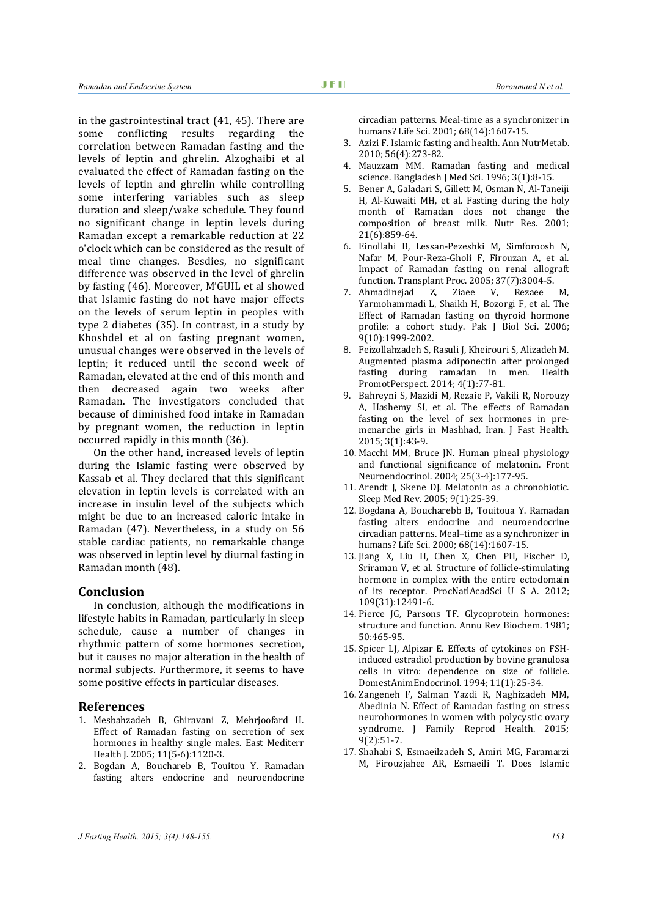in the gastrointestinal tract (41, 45). There are some conflicting results regarding the correlation between Ramadan fasting and the levels of leptin and ghrelin. Alzoghaibi et al evaluated the effect of Ramadan fasting on the levels of leptin and ghrelin while controlling some interfering variables such as sleep duration and sleep/wake schedule. They found no significant change in leptin levels during Ramadan except a remarkable reduction at 22 o'clock which can be considered as the result of meal time changes. Besdies, no significant difference was observed in the level of ghrelin by fasting (46). Moreover, M'GUIL et al showed that Islamic fasting do not have major effects on the levels of serum leptin in peoples with type 2 diabetes (35). In contrast, in a study by Khoshdel et al on fasting pregnant women, unusual changes were observed in the levels of leptin; it reduced until the second week of Ramadan, elevated at the end of this month and then decreased again two weeks after Ramadan. The investigators concluded that because of diminished food intake in Ramadan by pregnant women, the reduction in leptin occurred rapidly in this month (36).

On the other hand, increased levels of leptin during the Islamic fasting were observed by Kassab et al. They declared that this significant elevation in leptin levels is correlated with an increase in insulin level of the subjects which might be due to an increased caloric intake in Ramadan (47). Nevertheless, in a study on 56 stable cardiac patients, no remarkable change was observed in leptin level by diurnal fasting in Ramadan month (48).

## Conclusion

In conclusion, although the modifications in lifestyle habits in Ramadan, particularly in sleep schedule, cause a number of changes in rhythmic pattern of some hormones secretion, but it causes no major alteration in the health of normal subjects. Furthermore, it seems to have some positive effects in particular diseases.

## References

1. Mesbahzadeh B, Ghiravani Z, Mehrjoofard H. Effect of Ramadan fasting on secretion of sex hormones in healthy single males. East Mediterr Health J. 2005; 11(5-6):1120-3.
2. Bogdan A, Bouchareb B, Touitou Y. Ramadan fasting alters endocrine and neuroendocrine circadian patterns. Meal-time as a synchronizer in humans? Life Sci. 2001; 68(14):1607-15.
3. Azizi F. Islamic fasting and health. Ann NutrMetab. 2010; 56(4):273-82.
4. Mauzzam MM. Ramadan fasting and medical science. Bangladesh J Med Sci. 1996; 3(1):8-15.
5. Bener A, Galadari S, Gillett M, Osman N, Al-Taneiji H, Al-Kuwaiti MH, et al. Fasting during the holy month of Ramadan does not change the composition of breast milk. Nutr Res. 2001; 21(6):859-64.
6. Einollahi B, Lessan-Pezeshki M, Simforoosh N, Nafar M, Pour-Reza-Gholi F, Firouzan A, et al. Impact of Ramadan fasting on renal allograft function. Transplant Proc. 2005; 37(7):3004-5.
7. Ahmadinejad Z, Ziaee V, Rezaee M, Yarmohammadi L, Shaikh H, Bozorgi F, et al. The Effect of Ramadan fasting on thyroid hormone profile: a cohort study. Pak J Biol Sci. 2006; 9(10):1999-2002.
8. Feizollahzadeh S, Rasuli J, Kheirouri S, Alizadeh M. Augmented plasma adiponectin after prolonged fasting during ramadan in men. Health PromotPerspect. 2014; 4(1):77-81.
9. Bahreyni S, Mazidi M, Rezaie P, Vakili R, Norouzy A, Hashemy SI, et al. The effects of Ramadan fasting on the level of sex hormones in pre-menarche girls in Mashhad, Iran. J Fast Health. 2015; 3(1):43-9.
10. Macchi MM, Bruce JN. Human pineal physiology and functional significance of melatonin. Front Neuroendocrinol. 2004; 25(3-4):177-95.
11. Arendt J, Skene DJ. Melatonin as a chronobiotic. Sleep Med Rev. 2005; 9(1):25-39.
12. Bogdana A, Boucharebb B, Touitoua Y. Ramadan fasting alters endocrine and neuroendocrine circadian patterns. Meal–time as a synchronizer in humans? Life Sci. 2000; 68(14):1607-15.
13. Jiang X, Liu H, Chen X, Chen PH, Fischer D, Sriraman V, et al. Structure of follicle-stimulating hormone in complex with the entire ectodomain of its receptor. ProcNatlAcadSci U S A. 2012; 109(31):12491-6.
14. Pierce JG, Parsons TF. Glycoprotein hormones: structure and function. Annu Rev Biochem. 1981; 50:465-95.
15. Spicer LJ, Alpizar E. Effects of cytokines on FSH-induced estradiol production by bovine granulosa cells in vitro: dependence on size of follicle. DomestAnimEndocrinol. 1994; 11(1):25-34.
16. Zangeneh F, Salman Yazdi R, Naghizadeh MM, Abedinia N. Effect of Ramadan fasting on stress neurohormones in women with polycystic ovary syndrome. J Family Reprod Health. 2015; 9(2):51-7.
17. Shahabi S, Esmaeilzadeh S, Amiri MG, Faramarzi M, Firouzjahee AR, Esmaeili T. Does Islamic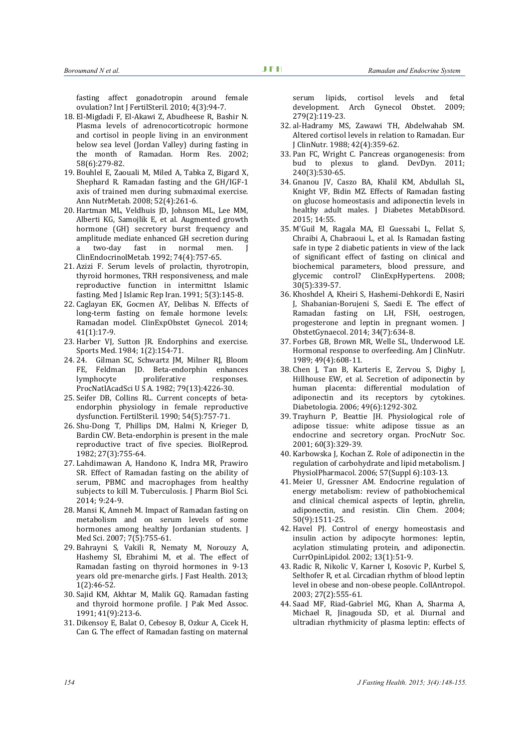fasting affect gonadotropin around female ovulation? Int J FertilSteril. 2010; 4(3):94-7.

18. El-Migdadi F, El-Akawi Z, Abudheese R, Bashir N. Plasma levels of adrenocorticotropic hormone and cortisol in people living in an environment below sea level (Jordan Valley) during fasting in the month of Ramadan. Horm Res. 2002; 58(6):279-82.
19. Bouhlel E, Zaouali M, Miled A, Tabka Z, Bigard X, Shephard R. Ramadan fasting and the GH/IGF-1 axis of trained men during submaximal exercise. Ann NutrMetab. 2008; 52(4):261-6.
20. Hartman ML, Veldhuis JD, Johnson ML, Lee MM, Alberti KG, Samojlik E, et al. Augmented growth hormone (GH) secretory burst frequency and amplitude mediate enhanced GH secretion during a two-day fast in normal men. J ClinEndocrinolMetab. 1992; 74(4):757-65.
21. Azizi F. Serum levels of prolactin, thyrotropin, thyroid hormones, TRH responsiveness, and male reproductive function in intermittnt Islamic fasting. Med J Islamic Rep Iran. 1991; 5(3):145-8.
22. Caglayan EK, Gocmen AY, Delibas N. Effects of long-term fasting on female hormone levels: Ramadan model. ClinExpObstet Gynecol. 2014; 41(1):17-9.
23. Harber VJ, Sutton JR. Endorphins and exercise. Sports Med. 1984; 1(2):154-71.
24. 24. Gilman SC, Schwartz JM, Milner RJ, Bloom FE, Feldman JD. Beta-endorphin enhances lymphocyte proliferative responses. ProcNatlAcadSci U S A. 1982; 79(13):4226-30.
25. Seifer DB, Collins RL. Current concepts of beta-endorphin physiology in female reproductive dysfunction. FertilSteril. 1990; 54(5):757-71.
26. Shu-Dong T, Phillips DM, Halmi N, Krieger D, Bardin CW. Beta-endorphin is present in the male reproductive tract of five species. BiolReprod. 1982; 27(3):755-64.
27. Lahdimawan A, Handono K, Indra MR, Prawiro SR. Effect of Ramadan fasting on the ability of serum, PBMC and macrophages from healthy subjects to kill M. Tuberculosis. J Pharm Biol Sci. 2014; 9:24-9.
28. Mansi K, Amneh M. Impact of Ramadan fasting on metabolism and on serum levels of some hormones among healthy Jordanian students. J Med Sci. 2007; 7(5):755-61.
29. Bahrayni S, Vakili R, Nematy M, Norouzy A, Hashemy SI, Ebrahimi M, et al. The effect of Ramadan fasting on thyroid hormones in 9-13 years old pre-menarche girls. J Fast Health. 2013; 1(2):46-52.
30. Sajid KM, Akhtar M, Malik GQ. Ramadan fasting and thyroid hormone profile. J Pak Med Assoc. 1991; 41(9):213-6.
31. Dikensoy E, Balat O, Cebesoy B, Ozkur A, Cicek H, Can G. The effect of Ramadan fasting on maternal serum lipids, cortisol levels and fetal development. Arch Gynecol Obstet. 2009; 279(2):119-23.
32. al-Hadramy MS, Zawawi TH, Abdelwahab SM. Altered cortisol levels in relation to Ramadan. Eur J ClinNutr. 1988; 42(4):359-62.
33. Pan FC, Wright C. Pancreas organogenesis: from bud to plexus to gland. DevDyn. 2011; 240(3):530-65.
34. Gnanou JV, Caszo BA, Khalil KM, Abdullah SL, Knight VF, Bidin MZ. Effects of Ramadan fasting on glucose homeostasis and adiponectin levels in healthy adult males. J Diabetes MetabDisord. 2015; 14:55.
35. M'Guil M, Ragala MA, El Guessabi L, Fellat S, Chraibi A, Chabraoui L, et al. Is Ramadan fasting safe in type 2 diabetic patients in view of the lack of significant effect of fasting on clinical and biochemical parameters, blood pressure, and glycemic control? ClinExpHypertens. 2008; 30(5):339-57.
36. Khoshdel A, Kheiri S, Hashemi-Dehkordi E, Nasiri J, Shabanian-Borujeni S, Saedi E. The effect of Ramadan fasting on LH, FSH, oestrogen, progesterone and leptin in pregnant women. J ObstetGynaecol. 2014; 34(7):634-8.
37. Forbes GB, Brown MR, Welle SL, Underwood LE. Hormonal response to overfeeding. Am J ClinNutr. 1989; 49(4):608-11.
38. Chen J, Tan B, Karteris E, Zervou S, Digby J, Hillhouse EW, et al. Secretion of adiponectin by human placenta: differential modulation of adiponectin and its receptors by cytokines. Diabetologia. 2006; 49(6):1292-302.
39. Trayhurn P, Beattie JH. Physiological role of adipose tissue: white adipose tissue as an endocrine and secretory organ. ProcNutr Soc. 2001; 60(3):329-39.
40. Karbowska J, Kochan Z. Role of adiponectin in the regulation of carbohydrate and lipid metabolism. J PhysiolPharmacol. 2006; 57(Suppl 6):103-13.
41. Meier U, Gressner AM. Endocrine regulation of energy metabolism: review of pathobiochemical and clinical chemical aspects of leptin, ghrelin, adiponectin, and resistin. Clin Chem. 2004; 50(9):1511-25.
42. Havel PJ. Control of energy homeostasis and insulin action by adipocyte hormones: leptin, acylation stimulating protein, and adiponectin. CurrOpinLipidol. 2002; 13(1):51-9.
43. Radic R, Nikolic V, Karner I, Kosovic P, Kurbel S, Selthofer R, et al. Circadian rhythm of blood leptin level in obese and non-obese people. CollAntropol. 2003; 27(2):555-61.
44. Saad MF, Riad-Gabriel MG, Khan A, Sharma A, Michael R, Jinagouda SD, et al. Diurnal and ultradian rhythmicity of plasma leptin: effects of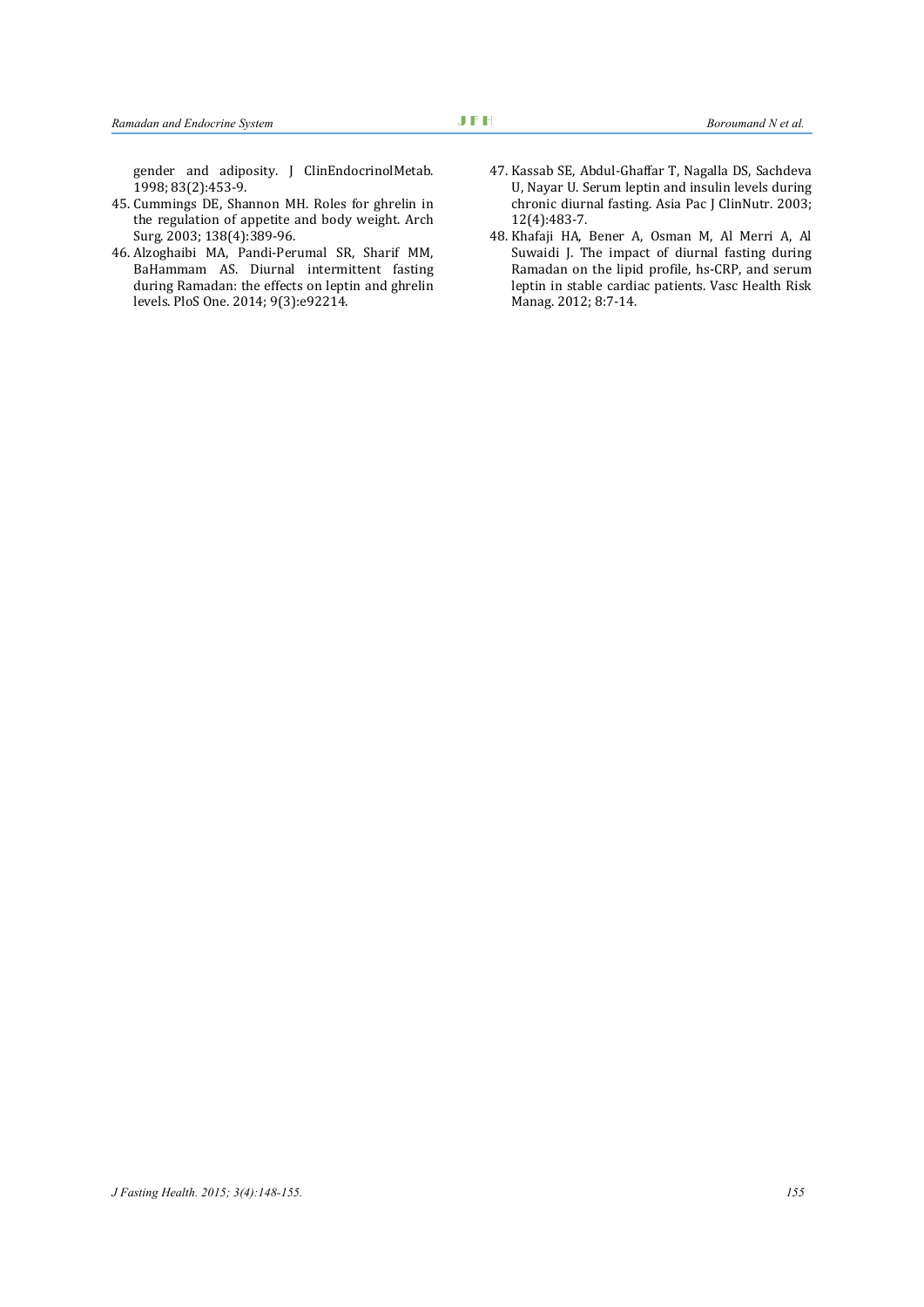gender and adiposity. J ClinEndocrinolMetab. 1998; 83(2):453-9.

45. Cummings DE, Shannon MH. Roles for ghrelin in the regulation of appetite and body weight. Arch Surg. 2003; 138(4):389-96.
46. Alzoghaibi MA, Pandi-Perumal SR, Sharif MM, BaHammam AS. Diurnal intermittent fasting during Ramadan: the effects on leptin and ghrelin levels. PloS One. 2014; 9(3):e92214.
47. Kassab SE, Abdul-Ghaffar T, Nagalla DS, Sachdeva U, Nayar U. Serum leptin and insulin levels during chronic diurnal fasting. Asia Pac J ClinNutr. 2003; 12(4):483-7.
48. Khafaji HA, Bener A, Osman M, Al Merri A, Al Suwaidi J. The impact of diurnal fasting during Ramadan on the lipid profile, hs-CRP, and serum leptin in stable cardiac patients. Vasc Health Risk Manag. 2012; 8:7-14.